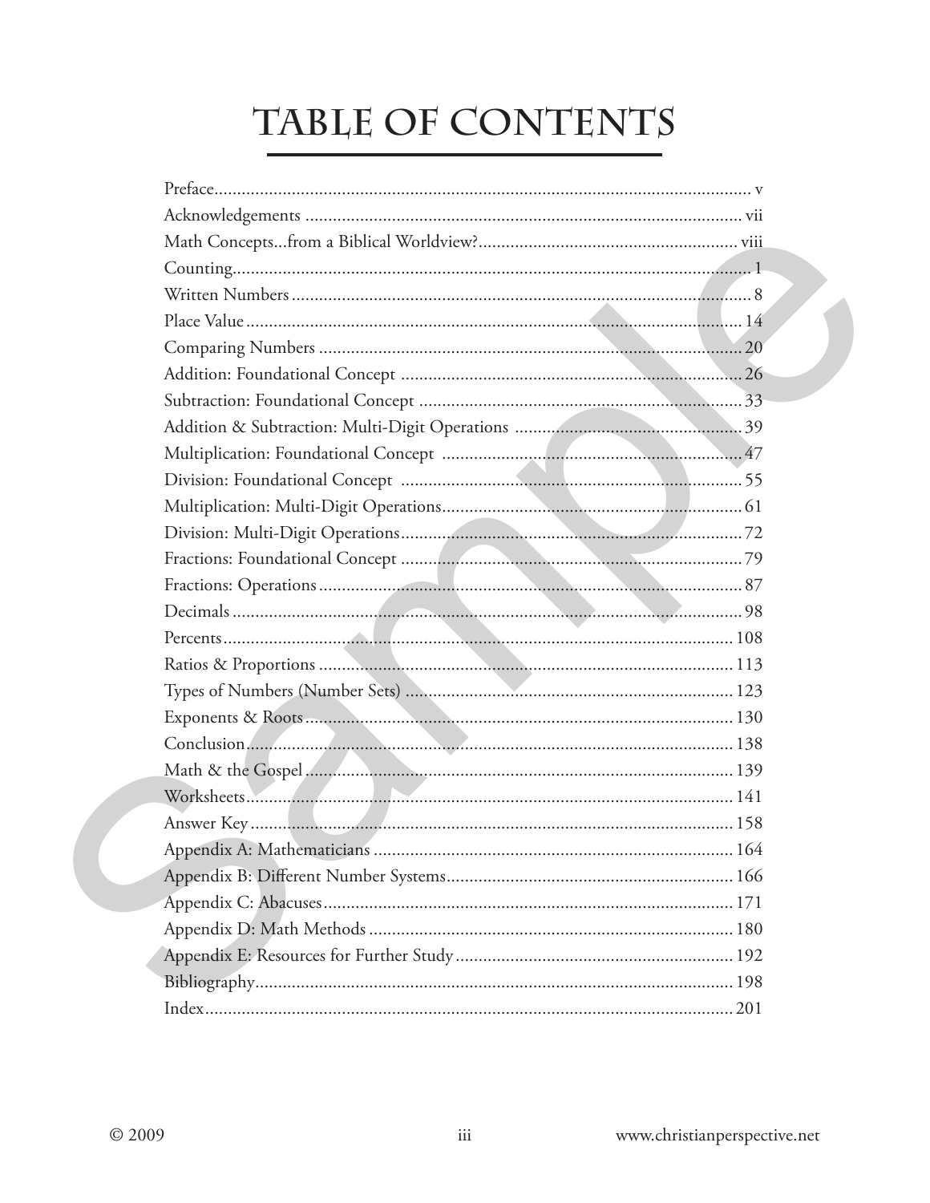# Table of Contents

| | |
|---|---|
| Preface | v |
| Acknowledgements | vii |
| Math Concepts...from a Biblical Worldview? | viii |
| Counting | 1 |
| Written Numbers | 8 |
| Place Value | 14 |
| Comparing Numbers | 20 |
| Addition: Foundational Concept | 26 |
| Subtraction: Foundational Concept | 33 |
| Addition & Subtraction: Multi-Digit Operations | 39 |
| Multiplication: Foundational Concept | 47 |
| Division: Foundational Concept | 55 |
| Multiplication: Multi-Digit Operations | 61 |
| Division: Multi-Digit Operations | 72 |
| Fractions: Foundational Concept | 79 |
| Fractions: Operations | 87 |
| Decimals | 98 |
| Percents | 108 |
| Ratios & Proportions | 113 |
| Types of Numbers (Number Sets) | 123 |
| Exponents & Roots | 130 |
| Conclusion | 138 |
| Math & the Gospel | 139 |
| Worksheets | 141 |
| Answer Key | 158 |
| Appendix A: Mathematicians | 164 |
| Appendix B: Different Number Systems | 166 |
| Appendix C: Abacuses | 171 |
| Appendix D: Math Methods | 180 |
| Appendix E: Resources for Further Study | 192 |
| Bibliography | 198 |
| Index | 201 |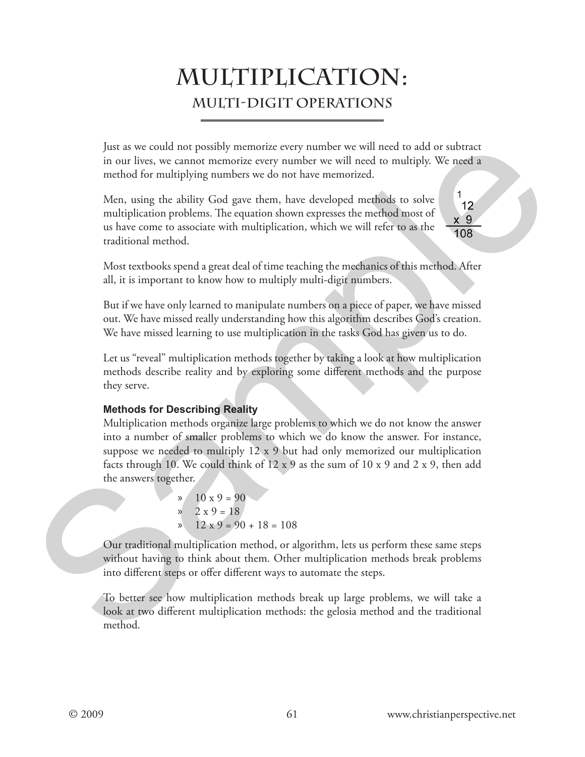# Multiplication:

## Multi-Digit Operations

Just as we could not possibly memorize every number we will need to add or subtract in our lives, we cannot memorize every number we will need to multiply. We need a method for multiplying numbers we do not have memorized.

Men, using the ability God gave them, have developed methods to solve multiplication problems. The equation shown expresses the method most of us have come to associate with multiplication, which we will refer to as the traditional method.

$$\begin{array}{r} {}^{1}\phantom{2} \\ 12 \\ \times\ 9 \\ \hline 108 \end{array}$$

Most textbooks spend a great deal of time teaching the mechanics of this method. After all, it is important to know how to multiply multi-digit numbers.

But if we have only learned to manipulate numbers on a piece of paper, we have missed out. We have missed really understanding how this algorithm describes God's creation. We have missed learning to use multiplication in the tasks God has given us to do.

Let us "reveal" multiplication methods together by taking a look at how multiplication methods describe reality and by exploring some different methods and the purpose they serve.

**Methods for Describing Reality**

Multiplication methods organize large problems to which we do not know the answer into a number of smaller problems to which we do know the answer. For instance, suppose we needed to multiply 12 x 9 but had only memorized our multiplication facts through 10. We could think of 12 x 9 as the sum of 10 x 9 and 2 x 9, then add the answers together.

- $10 \times 9 = 90$
- $2 \times 9 = 18$
- $12 \times 9 = 90 + 18 = 108$

Our traditional multiplication method, or algorithm, lets us perform these same steps without having to think about them. Other multiplication methods break problems into different steps or offer different ways to automate the steps.

To better see how multiplication methods break up large problems, we will take a look at two different multiplication methods: the gelosia method and the traditional method.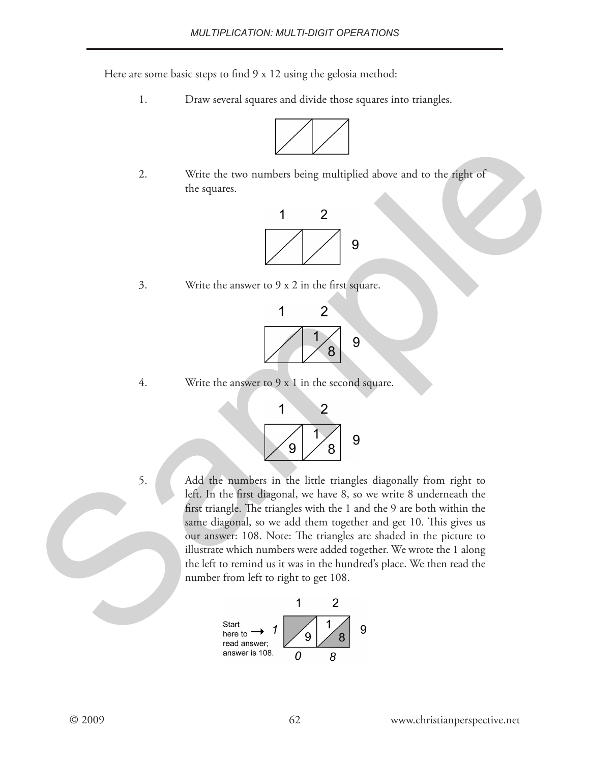Here are some basic steps to find 9 x 12 using the gelosia method:

1. Draw several squares and divide those squares into triangles.

2. Write the two numbers being multiplied above and to the right of the squares.

1 2

9

3. Write the answer to 9 x 2 in the first square.

1 2

1

8

9

4. Write the answer to 9 x 1 in the second square.

1 2

1

9 8

9

5. Add the numbers in the little triangles diagonally from right to left. In the first diagonal, we have 8, so we write 8 underneath the first triangle. The triangles with the 1 and the 9 are both within the same diagonal, so we add them together and get 10. This gives us our answer: 108. Note: The triangles are shaded in the picture to illustrate which numbers were added together. We wrote the 1 along the left to remind us it was in the hundred's place. We then read the number from left to right to get 108.

1 2

Start here to read answer; answer is 108. → *1*

1

9 8

9

*0* *8*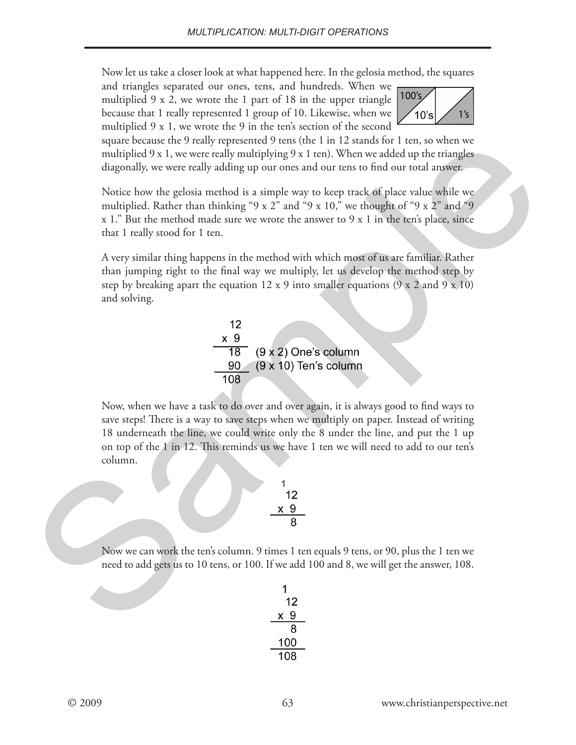Now let us take a closer look at what happened here. In the gelosia method, the squares and triangles separated our ones, tens, and hundreds. When we multiplied 9 x 2, we wrote the 1 part of 18 in the upper triangle because that 1 really represented 1 group of 10. Likewise, when we multiplied 9 x 1, we wrote the 9 in the ten's section of the second square because the 9 really represented 9 tens (the 1 in 12 stands for 1 ten, so when we multiplied 9 x 1, we were really multiplying 9 x 1 ten). When we added up the triangles diagonally, we were really adding up our ones and our tens to find our total answer.

100's
10's
1's

Notice how the gelosia method is a simple way to keep track of place value while we multiplied. Rather than thinking "9 x 2" and "9 x 10," we thought of "9 x 2" and "9 x 1." But the method made sure we wrote the answer to 9 x 1 in the ten's place, since that 1 really stood for 1 ten.

A very similar thing happens in the method with which most of us are familiar. Rather than jumping right to the final way we multiply, let us develop the method step by step by breaking apart the equation 12 x 9 into smaller equations (9 x 2 and 9 x 10) and solving.

```
  12
 x 9
  18   (9 x 2) One's column
  90   (9 x 10) Ten's column
 108
```

Now, when we have a task to do over and over again, it is always good to find ways to save steps! There is a way to save steps when we multiply on paper. Instead of writing 18 underneath the line, we could write only the 8 under the line, and put the 1 up on top of the 1 in 12. This reminds us we have 1 ten we will need to add to our ten's column.

```
 1
  12
 x 9
   8
```

Now we can work the ten's column. 9 times 1 ten equals 9 tens, or 90, plus the 1 ten we need to add gets us to 10 tens, or 100. If we add 100 and 8, we will get the answer, 108.

```
 1
  12
 x 9
   8
 100
 108
```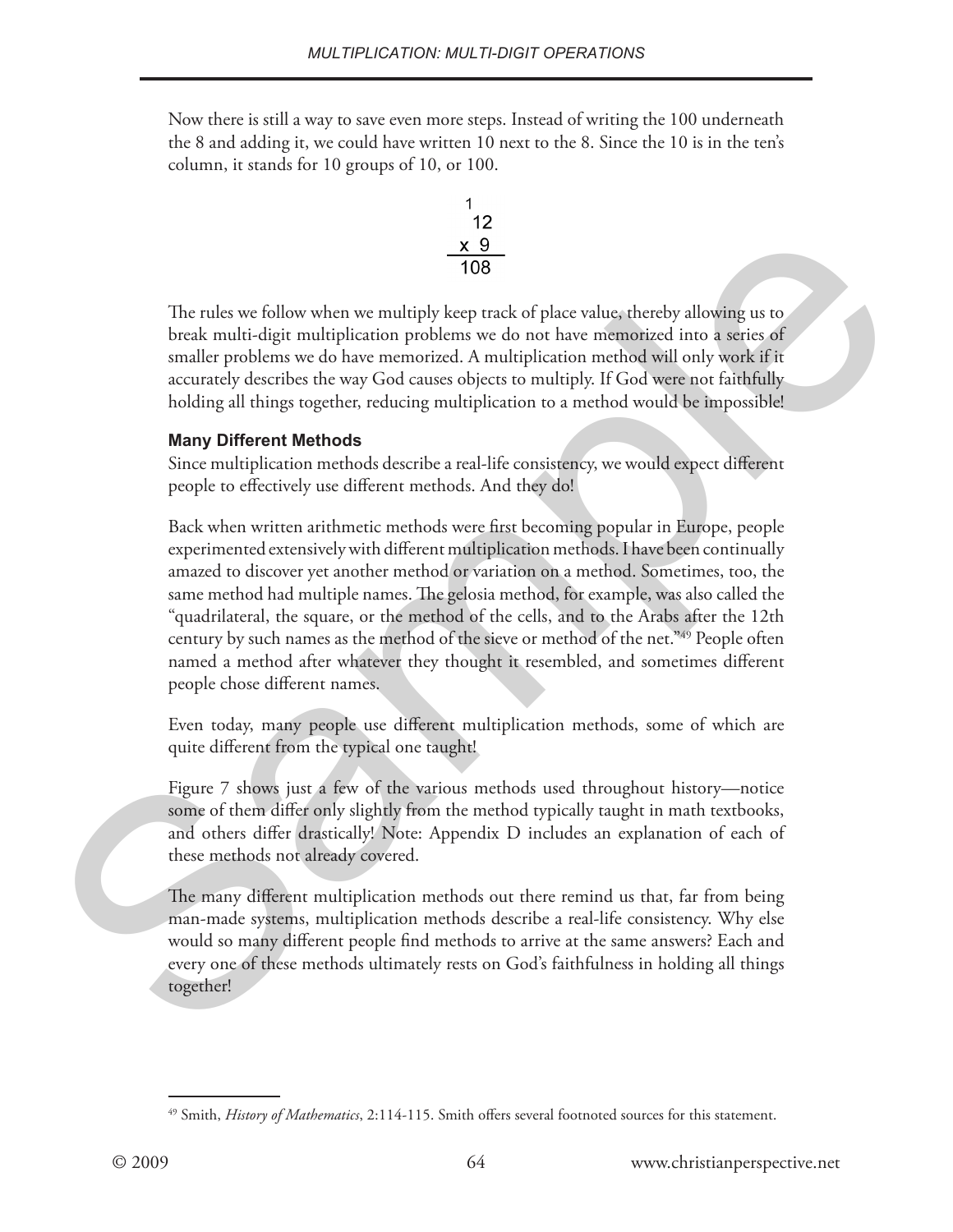Now there is still a way to save even more steps. Instead of writing the 100 underneath the 8 and adding it, we could have written 10 next to the 8. Since the 10 is in the ten's column, it stands for 10 groups of 10, or 100.

```
  1
  12
 x 9
 108
```

The rules we follow when we multiply keep track of place value, thereby allowing us to break multi-digit multiplication problems we do not have memorized into a series of smaller problems we do have memorized. A multiplication method will only work if it accurately describes the way God causes objects to multiply. If God were not faithfully holding all things together, reducing multiplication to a method would be impossible!

### Many Different Methods

Since multiplication methods describe a real-life consistency, we would expect different people to effectively use different methods. And they do!

Back when written arithmetic methods were first becoming popular in Europe, people experimented extensively with different multiplication methods. I have been continually amazed to discover yet another method or variation on a method. Sometimes, too, the same method had multiple names. The gelosia method, for example, was also called the "quadrilateral, the square, or the method of the cells, and to the Arabs after the 12th century by such names as the method of the sieve or method of the net."[49] People often named a method after whatever they thought it resembled, and sometimes different people chose different names.

Even today, many people use different multiplication methods, some of which are quite different from the typical one taught!

Figure 7 shows just a few of the various methods used throughout history—notice some of them differ only slightly from the method typically taught in math textbooks, and others differ drastically! Note: Appendix D includes an explanation of each of these methods not already covered.

The many different multiplication methods out there remind us that, far from being man-made systems, multiplication methods describe a real-life consistency. Why else would so many different people find methods to arrive at the same answers? Each and every one of these methods ultimately rests on God's faithfulness in holding all things together!

---

[49] Smith, *History of Mathematics*, 2:114-115. Smith offers several footnoted sources for this statement.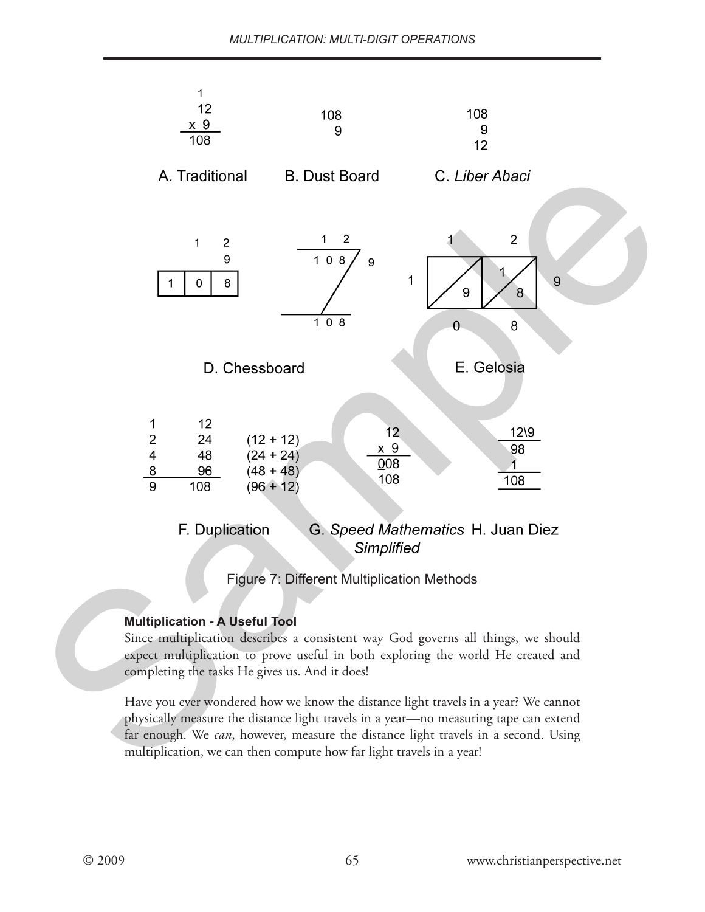A. Traditional

```
  1
  12
 x 9
 108
```

B. Dust Board

```
108
  9
```

C. *Liber Abaci*

```
108
  9
 12
```

D. Chessboard

```
  1   2
      9
| 1 | 0 | 8 |
```

```
   1  2
 1 0 8 /  9
      /
 1 0 8
```

E. Gelosia

```
    1       2
1 | 9 |  1 8 | 9
    0       8
```

F. Duplication

| | | |
|---|---|---|
| 1 | 12 | |
| 2 | 24 | (12 + 12) |
| 4 | 48 | (24 + 24) |
| 8 | 96 | (48 + 48) |
| 9 | 108 | (96 + 12) |

G. *Speed Mathematics Simplified*

```
  12
 x 9
 008
 108
```

H. Juan Diez

```
12\9
 98
  1
108
```

Figure 7: Different Multiplication Methods

**Multiplication - A Useful Tool**

Since multiplication describes a consistent way God governs all things, we should expect multiplication to prove useful in both exploring the world He created and completing the tasks He gives us. And it does!

Have you ever wondered how we know the distance light travels in a year? We cannot physically measure the distance light travels in a year—no measuring tape can extend far enough. We *can*, however, measure the distance light travels in a second. Using multiplication, we can then compute how far light travels in a year!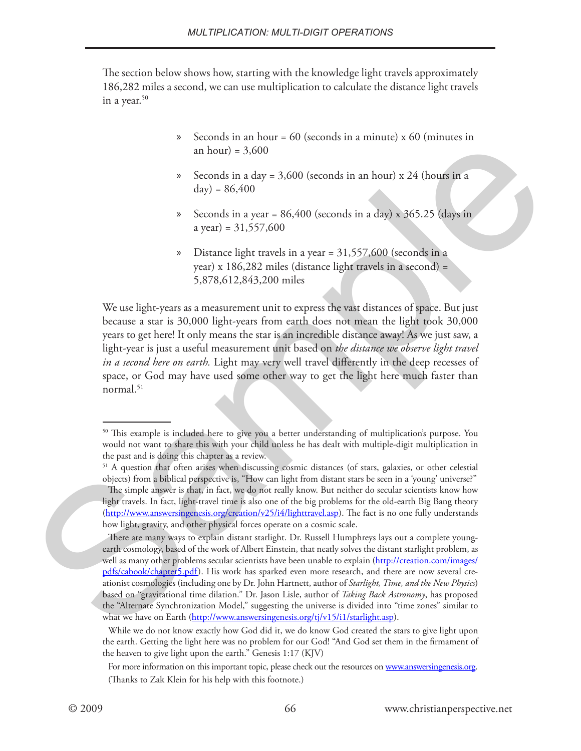The section below shows how, starting with the knowledge light travels approximately 186,282 miles a second, we can use multiplication to calculate the distance light travels in a year.[50]

- Seconds in an hour = 60 (seconds in a minute) x 60 (minutes in an hour) = 3,600
- Seconds in a day = 3,600 (seconds in an hour) x 24 (hours in a day) = 86,400
- Seconds in a year = 86,400 (seconds in a day) x 365.25 (days in a year) = 31,557,600
- Distance light travels in a year = 31,557,600 (seconds in a year) x 186,282 miles (distance light travels in a second) = 5,878,612,843,200 miles

We use light-years as a measurement unit to express the vast distances of space. But just because a star is 30,000 light-years from earth does not mean the light took 30,000 years to get here! It only means the star is an incredible distance away! As we just saw, a light-year is just a useful measurement unit based on *the distance we observe light travel in a second here on earth.* Light may very well travel differently in the deep recesses of space, or God may have used some other way to get the light here much faster than normal.[51]

---

[50] This example is included here to give you a better understanding of multiplication's purpose. You would not want to share this with your child unless he has dealt with multiple-digit multiplication in the past and is doing this chapter as a review.

[51] A question that often arises when discussing cosmic distances (of stars, galaxies, or other celestial objects) from a biblical perspective is, "How can light from distant stars be seen in a 'young' universe?"

The simple answer is that, in fact, we do not really know. But neither do secular scientists know how light travels. In fact, light-travel time is also one of the big problems for the old-earth Big Bang theory (http://www.answersingenesis.org/creation/v25/i4/lighttravel.asp). The fact is no one fully understands how light, gravity, and other physical forces operate on a cosmic scale.

There are many ways to explain distant starlight. Dr. Russell Humphreys lays out a complete young-earth cosmology, based of the work of Albert Einstein, that neatly solves the distant starlight problem, as well as many other problems secular scientists have been unable to explain (http://creation.com/images/pdfs/cabook/chapter5.pdf). His work has sparked even more research, and there are now several creationist cosmologies (including one by Dr. John Hartnett, author of *Starlight, Time, and the New Physics*) based on "gravitational time dilation." Dr. Jason Lisle, author of *Taking Back Astronomy*, has proposed the "Alternate Synchronization Model," suggesting the universe is divided into "time zones" similar to what we have on Earth (http://www.answersingenesis.org/tj/v15/i1/starlight.asp).

While we do not know exactly how God did it, we do know God created the stars to give light upon the earth. Getting the light here was no problem for our God! "And God set them in the firmament of the heaven to give light upon the earth." Genesis 1:17 (KJV)

For more information on this important topic, please check out the resources on www.answersingenesis.org. (Thanks to Zak Klein for his help with this footnote.)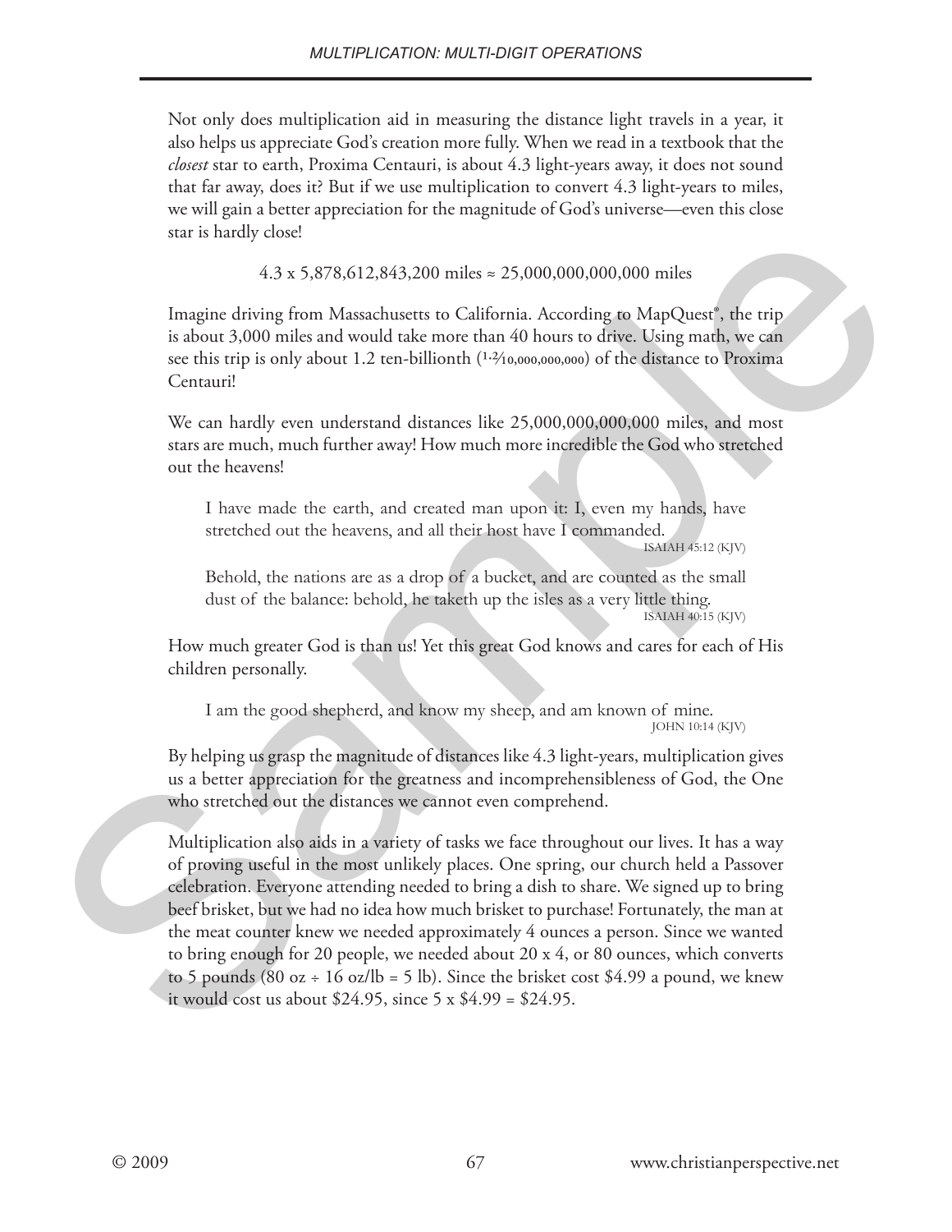Not only does multiplication aid in measuring the distance light travels in a year, it also helps us appreciate God's creation more fully. When we read in a textbook that the *closest* star to earth, Proxima Centauri, is about 4.3 light-years away, it does not sound that far away, does it? But if we use multiplication to convert 4.3 light-years to miles, we will gain a better appreciation for the magnitude of God's universe—even this close star is hardly close!

$$4.3 \times 5{,}878{,}612{,}843{,}200 \text{ miles} \approx 25{,}000{,}000{,}000{,}000 \text{ miles}$$

Imagine driving from Massachusetts to California. According to MapQuest®, the trip is about 3,000 miles and would take more than 40 hours to drive. Using math, we can see this trip is only about 1.2 ten-billionth ($\frac{1.2}{10{,}000{,}000{,}000}$) of the distance to Proxima Centauri!

We can hardly even understand distances like 25,000,000,000,000 miles, and most stars are much, much further away! How much more incredible the God who stretched out the heavens!

> I have made the earth, and created man upon it: I, even my hands, have stretched out the heavens, and all their host have I commanded.
>
> ISAIAH 45:12 (KJV)

> Behold, the nations are as a drop of a bucket, and are counted as the small dust of the balance: behold, he taketh up the isles as a very little thing.
>
> ISAIAH 40:15 (KJV)

How much greater God is than us! Yet this great God knows and cares for each of His children personally.

> I am the good shepherd, and know my sheep, and am known of mine.
>
> JOHN 10:14 (KJV)

By helping us grasp the magnitude of distances like 4.3 light-years, multiplication gives us a better appreciation for the greatness and incomprehensibleness of God, the One who stretched out the distances we cannot even comprehend.

Multiplication also aids in a variety of tasks we face throughout our lives. It has a way of proving useful in the most unlikely places. One spring, our church held a Passover celebration. Everyone attending needed to bring a dish to share. We signed up to bring beef brisket, but we had no idea how much brisket to purchase! Fortunately, the man at the meat counter knew we needed approximately 4 ounces a person. Since we wanted to bring enough for 20 people, we needed about 20 x 4, or 80 ounces, which converts to 5 pounds (80 oz ÷ 16 oz/lb = 5 lb). Since the brisket cost $4.99 a pound, we knew it would cost us about $24.95, since 5 x $4.99 = $24.95.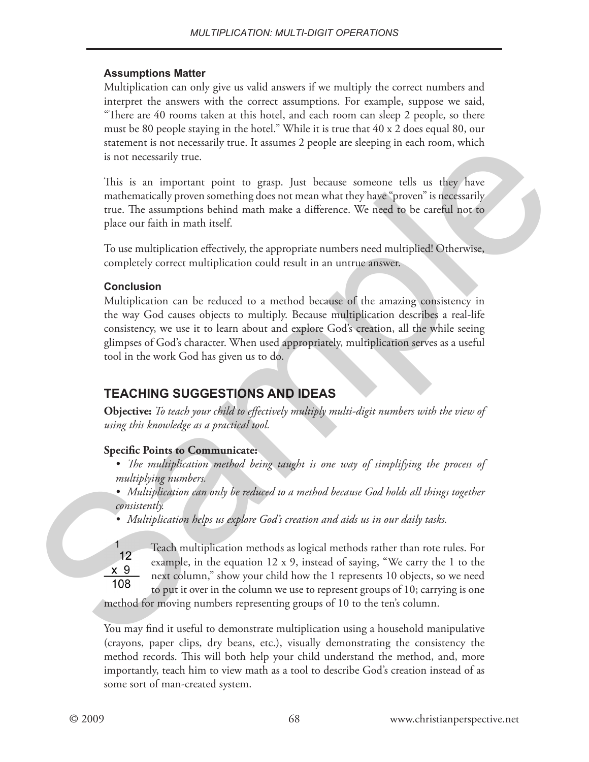### Assumptions Matter

Multiplication can only give us valid answers if we multiply the correct numbers and interpret the answers with the correct assumptions. For example, suppose we said, "There are 40 rooms taken at this hotel, and each room can sleep 2 people, so there must be 80 people staying in the hotel." While it is true that 40 x 2 does equal 80, our statement is not necessarily true. It assumes 2 people are sleeping in each room, which is not necessarily true.

This is an important point to grasp. Just because someone tells us they have mathematically proven something does not mean what they have "proven" is necessarily true. The assumptions behind math make a difference. We need to be careful not to place our faith in math itself.

To use multiplication effectively, the appropriate numbers need multiplied! Otherwise, completely correct multiplication could result in an untrue answer.

### Conclusion

Multiplication can be reduced to a method because of the amazing consistency in the way God causes objects to multiply. Because multiplication describes a real-life consistency, we use it to learn about and explore God's creation, all the while seeing glimpses of God's character. When used appropriately, multiplication serves as a useful tool in the work God has given us to do.

## TEACHING SUGGESTIONS AND IDEAS

**Objective:** *To teach your child to effectively multiply multi-digit numbers with the view of using this knowledge as a practical tool.*

**Specific Points to Communicate:**

- *The multiplication method being taught is one way of simplifying the process of multiplying numbers.*
- *Multiplication can only be reduced to a method because God holds all things together consistently.*
- *Multiplication helps us explore God's creation and aids us in our daily tasks.*

```
 1
 12
x 9
---
108
```

Teach multiplication methods as logical methods rather than rote rules. For example, in the equation 12 x 9, instead of saying, "We carry the 1 to the next column," show your child how the 1 represents 10 objects, so we need to put it over in the column we use to represent groups of 10; carrying is one method for moving numbers representing groups of 10 to the ten's column.

You may find it useful to demonstrate multiplication using a household manipulative (crayons, paper clips, dry beans, etc.), visually demonstrating the consistency the method records. This will both help your child understand the method, and, more importantly, teach him to view math as a tool to describe God's creation instead of as some sort of man-created system.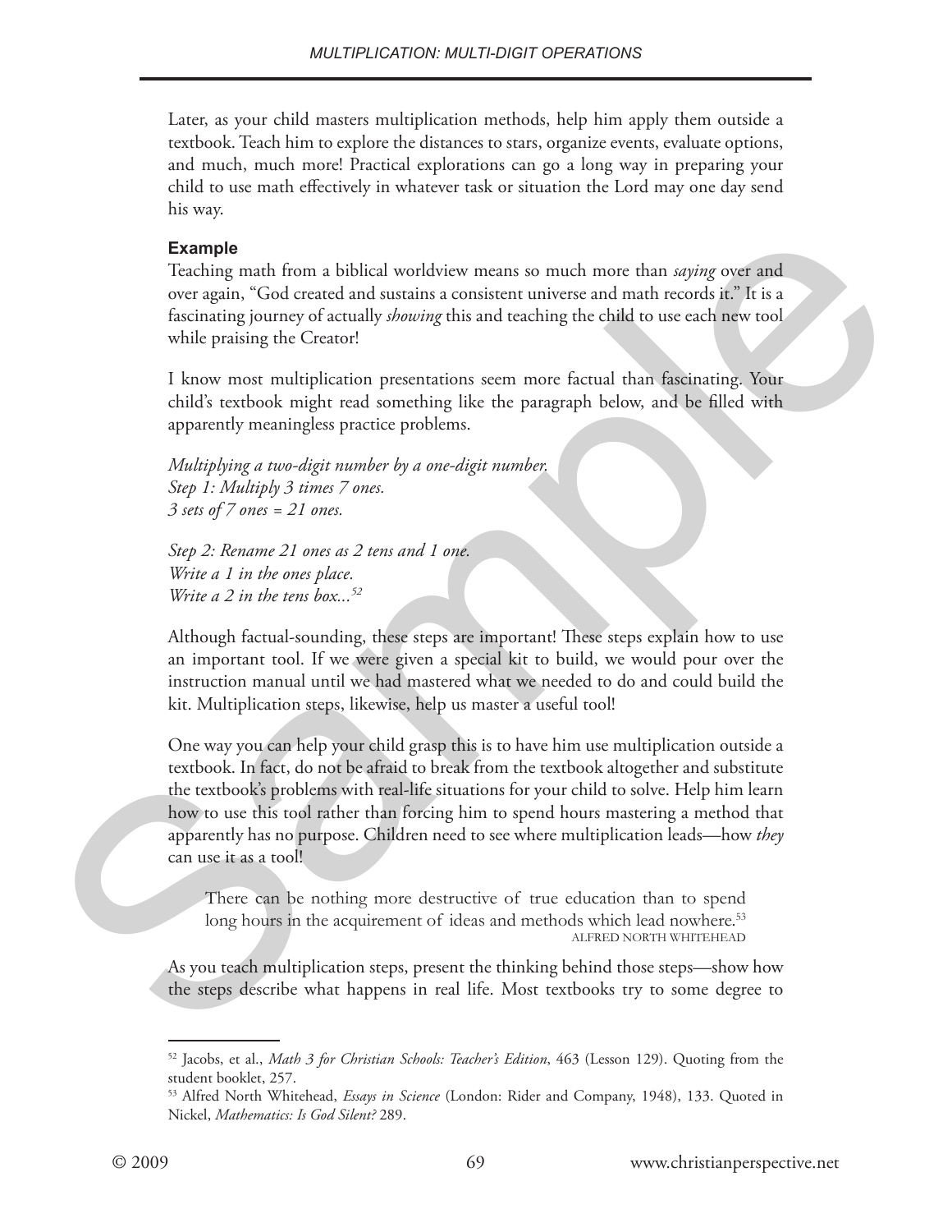Later, as your child masters multiplication methods, help him apply them outside a textbook. Teach him to explore the distances to stars, organize events, evaluate options, and much, much more! Practical explorations can go a long way in preparing your child to use math effectively in whatever task or situation the Lord may one day send his way.

#### Example

Teaching math from a biblical worldview means so much more than *saying* over and over again, "God created and sustains a consistent universe and math records it." It is a fascinating journey of actually *showing* this and teaching the child to use each new tool while praising the Creator!

I know most multiplication presentations seem more factual than fascinating. Your child's textbook might read something like the paragraph below, and be filled with apparently meaningless practice problems.

*Multiplying a two-digit number by a one-digit number.*
*Step 1: Multiply 3 times 7 ones.*
*3 sets of 7 ones = 21 ones.*

*Step 2: Rename 21 ones as 2 tens and 1 one.*
*Write a 1 in the ones place.*
*Write a 2 in the tens box...*[52]

Although factual-sounding, these steps are important! These steps explain how to use an important tool. If we were given a special kit to build, we would pour over the instruction manual until we had mastered what we needed to do and could build the kit. Multiplication steps, likewise, help us master a useful tool!

One way you can help your child grasp this is to have him use multiplication outside a textbook. In fact, do not be afraid to break from the textbook altogether and substitute the textbook's problems with real-life situations for your child to solve. Help him learn how to use this tool rather than forcing him to spend hours mastering a method that apparently has no purpose. Children need to see where multiplication leads—how *they* can use it as a tool!

> There can be nothing more destructive of true education than to spend long hours in the acquirement of ideas and methods which lead nowhere.[53]
>
> ALFRED NORTH WHITEHEAD

As you teach multiplication steps, present the thinking behind those steps—show how the steps describe what happens in real life. Most textbooks try to some degree to

---

[52] Jacobs, et al., *Math 3 for Christian Schools: Teacher's Edition*, 463 (Lesson 129). Quoting from the student booklet, 257.

[53] Alfred North Whitehead, *Essays in Science* (London: Rider and Company, 1948), 133. Quoted in Nickel, *Mathematics: Is God Silent?* 289.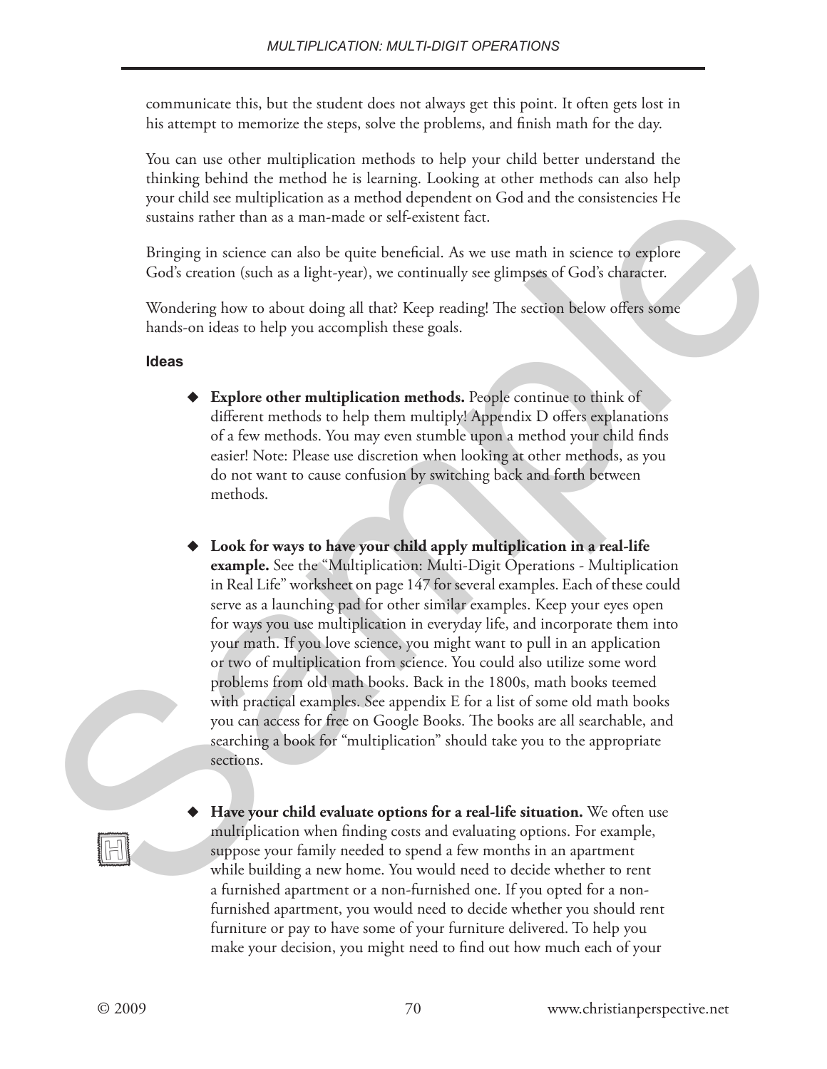communicate this, but the student does not always get this point. It often gets lost in his attempt to memorize the steps, solve the problems, and finish math for the day.

You can use other multiplication methods to help your child better understand the thinking behind the method he is learning. Looking at other methods can also help your child see multiplication as a method dependent on God and the consistencies He sustains rather than as a man-made or self-existent fact.

Bringing in science can also be quite beneficial. As we use math in science to explore God's creation (such as a light-year), we continually see glimpses of God's character.

Wondering how to about doing all that? Keep reading! The section below offers some hands-on ideas to help you accomplish these goals.

#### Ideas

- **Explore other multiplication methods.** People continue to think of different methods to help them multiply! Appendix D offers explanations of a few methods. You may even stumble upon a method your child finds easier! Note: Please use discretion when looking at other methods, as you do not want to cause confusion by switching back and forth between methods.

- **Look for ways to have your child apply multiplication in a real-life example.** See the "Multiplication: Multi-Digit Operations - Multiplication in Real Life" worksheet on page 147 for several examples. Each of these could serve as a launching pad for other similar examples. Keep your eyes open for ways you use multiplication in everyday life, and incorporate them into your math. If you love science, you might want to pull in an application or two of multiplication from science. You could also utilize some word problems from old math books. Back in the 1800s, math books teemed with practical examples. See appendix E for a list of some old math books you can access for free on Google Books. The books are all searchable, and searching a book for "multiplication" should take you to the appropriate sections.

- **Have your child evaluate options for a real-life situation.** We often use multiplication when finding costs and evaluating options. For example, suppose your family needed to spend a few months in an apartment while building a new home. You would need to decide whether to rent a furnished apartment or a non-furnished one. If you opted for a non-furnished apartment, you would need to decide whether you should rent furniture or pay to have some of your furniture delivered. To help you make your decision, you might need to find out how much each of your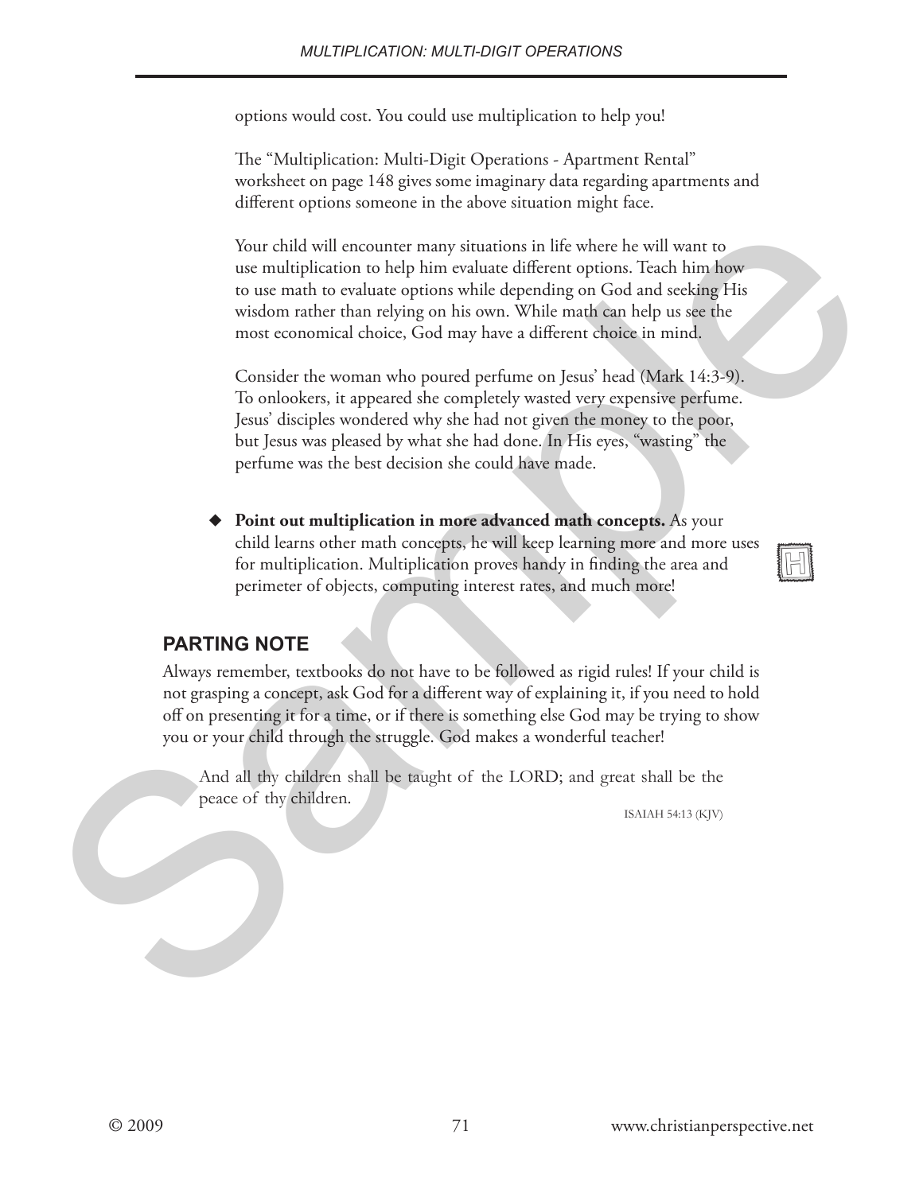options would cost. You could use multiplication to help you!

The "Multiplication: Multi-Digit Operations - Apartment Rental" worksheet on page 148 gives some imaginary data regarding apartments and different options someone in the above situation might face.

Your child will encounter many situations in life where he will want to use multiplication to help him evaluate different options. Teach him how to use math to evaluate options while depending on God and seeking His wisdom rather than relying on his own. While math can help us see the most economical choice, God may have a different choice in mind.

Consider the woman who poured perfume on Jesus' head (Mark 14:3-9). To onlookers, it appeared she completely wasted very expensive perfume. Jesus' disciples wondered why she had not given the money to the poor, but Jesus was pleased by what she had done. In His eyes, "wasting" the perfume was the best decision she could have made.

- **Point out multiplication in more advanced math concepts.** As your child learns other math concepts, he will keep learning more and more uses for multiplication. Multiplication proves handy in finding the area and perimeter of objects, computing interest rates, and much more!

## PARTING NOTE

Always remember, textbooks do not have to be followed as rigid rules! If your child is not grasping a concept, ask God for a different way of explaining it, if you need to hold off on presenting it for a time, or if there is something else God may be trying to show you or your child through the struggle. God makes a wonderful teacher!

> And all thy children shall be taught of the LORD; and great shall be the peace of thy children.
>
> ISAIAH 54:13 (KJV)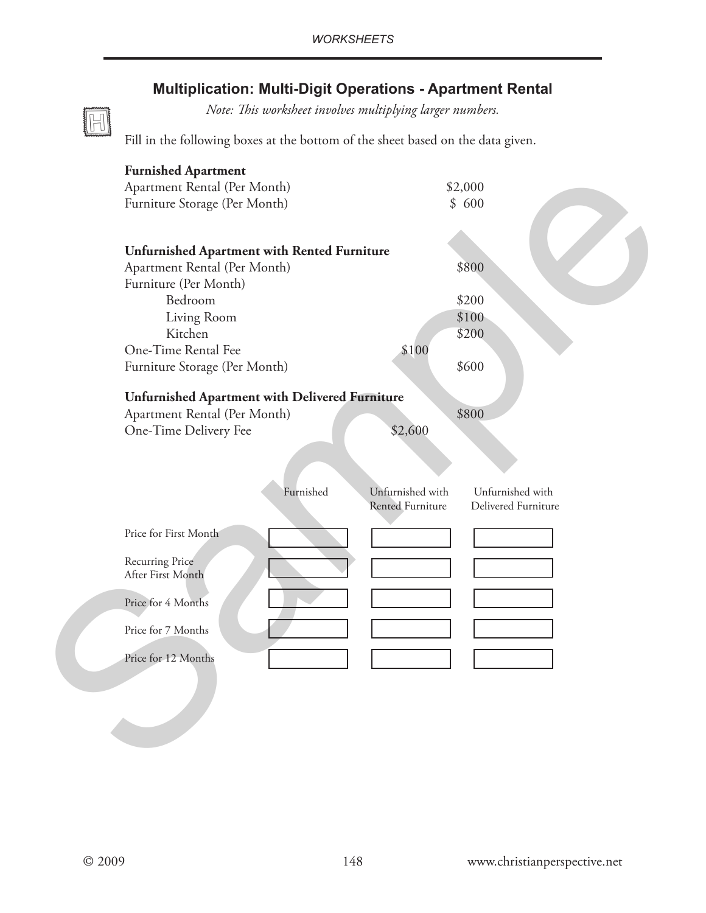## Multiplication: Multi-Digit Operations - Apartment Rental

*Note: This worksheet involves multiplying larger numbers.*

Fill in the following boxes at the bottom of the sheet based on the data given.

**Furnished Apartment**

| | | |
|---|---|---|
| Apartment Rental (Per Month) | | $2,000 |
| Furniture Storage (Per Month) | | $ 600 |

**Unfurnished Apartment with Rented Furniture**

| | | |
|---|---|---|
| Apartment Rental (Per Month) | | $800 |
| Furniture (Per Month) | | |
| Bedroom | | $200 |
| Living Room | | $100 |
| Kitchen | | $200 |
| One-Time Rental Fee | $100 | |
| Furniture Storage (Per Month) | | $600 |

**Unfurnished Apartment with Delivered Furniture**

| | | |
|---|---|---|
| Apartment Rental (Per Month) | | $800 |
| One-Time Delivery Fee | $2,600 | |

| | Furnished | Unfurnished with Rented Furniture | Unfurnished with Delivered Furniture |
|---|---|---|---|
| Price for First Month | | | |
| Recurring Price After First Month | | | |
| Price for 4 Months | | | |
| Price for 7 Months | | | |
| Price for 12 Months | | | |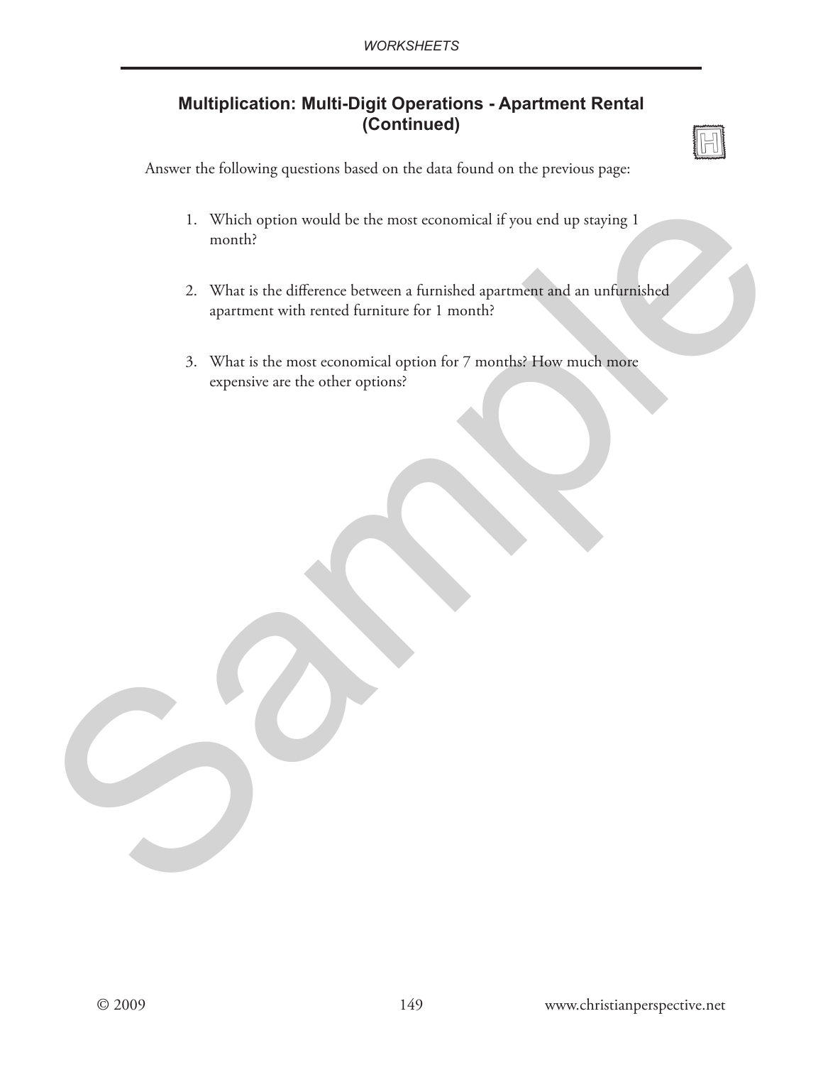## Multiplication: Multi-Digit Operations - Apartment Rental (Continued)

Answer the following questions based on the data found on the previous page:

1. Which option would be the most economical if you end up staying 1 month?

2. What is the difference between a furnished apartment and an unfurnished apartment with rented furniture for 1 month?

3. What is the most economical option for 7 months? How much more expensive are the other options?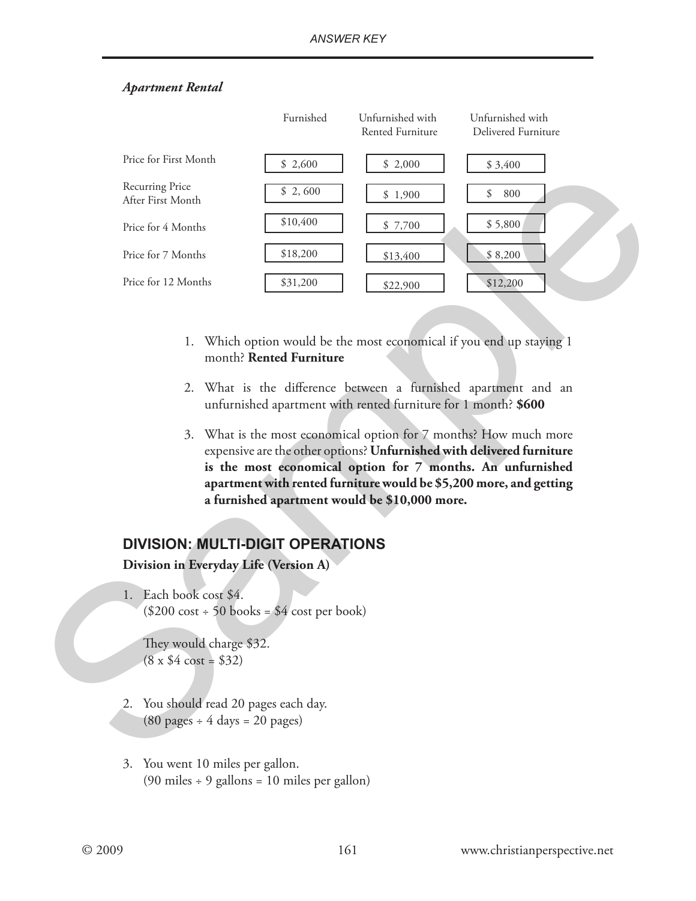*Apartment Rental*

| | Furnished | Unfurnished with Rented Furniture | Unfurnished with Delivered Furniture |
|---|---|---|---|
| Price for First Month | $ 2,600 | $ 2,000 | $ 3,400 |
| Recurring Price After First Month | $ 2, 600 | $ 1,900 | $ 800 |
| Price for 4 Months | $10,400 | $ 7,700 | $ 5,800 |
| Price for 7 Months | $18,200 | $13,400 | $ 8,200 |
| Price for 12 Months | $31,200 | $22,900 | $12,200 |

1. Which option would be the most economical if you end up staying 1 month? **Rented Furniture**

2. What is the difference between a furnished apartment and an unfurnished apartment with rented furniture for 1 month? **$600**

3. What is the most economical option for 7 months? How much more expensive are the other options? **Unfurnished with delivered furniture is the most economical option for 7 months. An unfurnished apartment with rented furniture would be $5,200 more, and getting a furnished apartment would be $10,000 more.**

## DIVISION: MULTI-DIGIT OPERATIONS

**Division in Everyday Life (Version A)**

1. Each book cost $4.
   ($200 cost ÷ 50 books = $4 cost per book)

   They would charge $32.
   (8 x $4 cost = $32)

2. You should read 20 pages each day.
   (80 pages ÷ 4 days = 20 pages)

3. You went 10 miles per gallon.
   (90 miles ÷ 9 gallons = 10 miles per gallon)